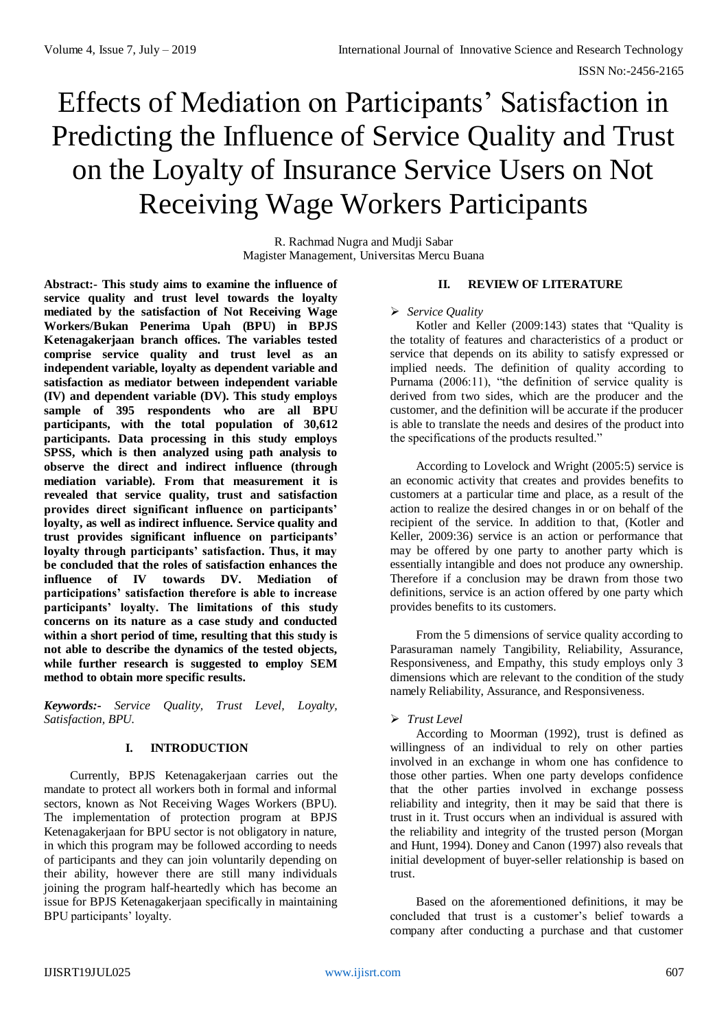# Effects of Mediation on Participants' Satisfaction in Predicting the Influence of Service Quality and Trust on the Loyalty of Insurance Service Users on Not Receiving Wage Workers Participants

R. Rachmad Nugra and Mudji Sabar
Magister Management, Universitas Mercu Buana

**Abstract:- This study aims to examine the influence of service quality and trust level towards the loyalty mediated by the satisfaction of Not Receiving Wage Workers/Bukan Penerima Upah (BPU) in BPJS Ketenagakerjaan branch offices. The variables tested comprise service quality and trust level as an independent variable, loyalty as dependent variable and satisfaction as mediator between independent variable (IV) and dependent variable (DV). This study employs sample of 395 respondents who are all BPU participants, with the total population of 30,612 participants. Data processing in this study employs SPSS, which is then analyzed using path analysis to observe the direct and indirect influence (through mediation variable). From that measurement it is revealed that service quality, trust and satisfaction provides direct significant influence on participants' loyalty, as well as indirect influence. Service quality and trust provides significant influence on participants' loyalty through participants' satisfaction. Thus, it may be concluded that the roles of satisfaction enhances the influence of IV towards DV. Mediation of participations' satisfaction therefore is able to increase participants' loyalty. The limitations of this study concerns on its nature as a case study and conducted within a short period of time, resulting that this study is not able to describe the dynamics of the tested objects, while further research is suggested to employ SEM method to obtain more specific results.**

***Keywords:-*** *Service Quality, Trust Level, Loyalty, Satisfaction, BPU.*

## I. INTRODUCTION

Currently, BPJS Ketenagakerjaan carries out the mandate to protect all workers both in formal and informal sectors, known as Not Receiving Wages Workers (BPU). The implementation of protection program at BPJS Ketenagakerjaan for BPU sector is not obligatory in nature, in which this program may be followed according to needs of participants and they can join voluntarily depending on their ability, however there are still many individuals joining the program half-heartedly which has become an issue for BPJS Ketenagakerjaan specifically in maintaining BPU participants' loyalty.

## II. REVIEW OF LITERATURE

### *Service Quality*

Kotler and Keller (2009:143) states that "Quality is the totality of features and characteristics of a product or service that depends on its ability to satisfy expressed or implied needs. The definition of quality according to Purnama (2006:11), "the definition of service quality is derived from two sides, which are the producer and the customer, and the definition will be accurate if the producer is able to translate the needs and desires of the product into the specifications of the products resulted."

According to Lovelock and Wright (2005:5) service is an economic activity that creates and provides benefits to customers at a particular time and place, as a result of the action to realize the desired changes in or on behalf of the recipient of the service. In addition to that, (Kotler and Keller, 2009:36) service is an action or performance that may be offered by one party to another party which is essentially intangible and does not produce any ownership. Therefore if a conclusion may be drawn from those two definitions, service is an action offered by one party which provides benefits to its customers.

From the 5 dimensions of service quality according to Parasuraman namely Tangibility, Reliability, Assurance, Responsiveness, and Empathy, this study employs only 3 dimensions which are relevant to the condition of the study namely Reliability, Assurance, and Responsiveness.

### *Trust Level*

According to Moorman (1992), trust is defined as willingness of an individual to rely on other parties involved in an exchange in whom one has confidence to those other parties. When one party develops confidence that the other parties involved in exchange possess reliability and integrity, then it may be said that there is trust in it. Trust occurs when an individual is assured with the reliability and integrity of the trusted person (Morgan and Hunt, 1994). Doney and Canon (1997) also reveals that initial development of buyer-seller relationship is based on trust.

Based on the aforementioned definitions, it may be concluded that trust is a customer's belief towards a company after conducting a purchase and that customer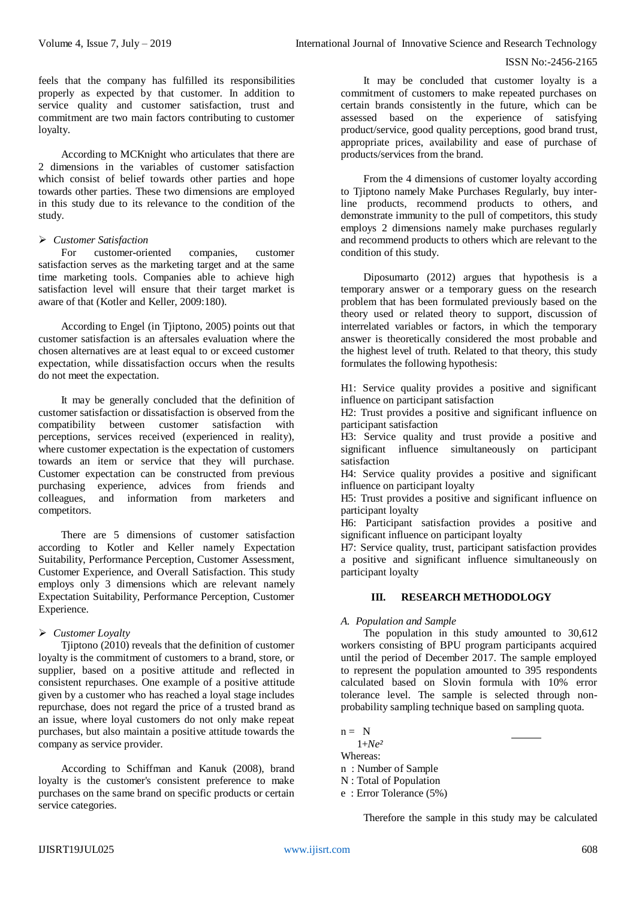feels that the company has fulfilled its responsibilities properly as expected by that customer. In addition to service quality and customer satisfaction, trust and commitment are two main factors contributing to customer loyalty.

According to MCKnight who articulates that there are 2 dimensions in the variables of customer satisfaction which consist of belief towards other parties and hope towards other parties. These two dimensions are employed in this study due to its relevance to the condition of the study.

- *Customer Satisfaction*

For customer-oriented companies, customer satisfaction serves as the marketing target and at the same time marketing tools. Companies able to achieve high satisfaction level will ensure that their target market is aware of that (Kotler and Keller, 2009:180).

According to Engel (in Tjiptono, 2005) points out that customer satisfaction is an aftersales evaluation where the chosen alternatives are at least equal to or exceed customer expectation, while dissatisfaction occurs when the results do not meet the expectation.

It may be generally concluded that the definition of customer satisfaction or dissatisfaction is observed from the compatibility between customer satisfaction with perceptions, services received (experienced in reality), where customer expectation is the expectation of customers towards an item or service that they will purchase. Customer expectation can be constructed from previous purchasing experience, advices from friends and colleagues, and information from marketers and competitors.

There are 5 dimensions of customer satisfaction according to Kotler and Keller namely Expectation Suitability, Performance Perception, Customer Assessment, Customer Experience, and Overall Satisfaction. This study employs only 3 dimensions which are relevant namely Expectation Suitability, Performance Perception, Customer Experience.

- *Customer Loyalty*

Tjiptono (2010) reveals that the definition of customer loyalty is the commitment of customers to a brand, store, or supplier, based on a positive attitude and reflected in consistent repurchases. One example of a positive attitude given by a customer who has reached a loyal stage includes repurchase, does not regard the price of a trusted brand as an issue, where loyal customers do not only make repeat purchases, but also maintain a positive attitude towards the company as service provider.

According to Schiffman and Kanuk (2008), brand loyalty is the customer's consistent preference to make purchases on the same brand on specific products or certain service categories.

It may be concluded that customer loyalty is a commitment of customers to make repeated purchases on certain brands consistently in the future, which can be assessed based on the experience of satisfying product/service, good quality perceptions, good brand trust, appropriate prices, availability and ease of purchase of products/services from the brand.

From the 4 dimensions of customer loyalty according to Tjiptono namely Make Purchases Regularly, buy inter-line products, recommend products to others, and demonstrate immunity to the pull of competitors, this study employs 2 dimensions namely make purchases regularly and recommend products to others which are relevant to the condition of this study.

Diposumarto (2012) argues that hypothesis is a temporary answer or a temporary guess on the research problem that has been formulated previously based on the theory used or related theory to support, discussion of interrelated variables or factors, in which the temporary answer is theoretically considered the most probable and the highest level of truth. Related to that theory, this study formulates the following hypothesis:

H1: Service quality provides a positive and significant influence on participant satisfaction
H2: Trust provides a positive and significant influence on participant satisfaction
H3: Service quality and trust provide a positive and significant influence simultaneously on participant satisfaction
H4: Service quality provides a positive and significant influence on participant loyalty
H5: Trust provides a positive and significant influence on participant loyalty
H6: Participant satisfaction provides a positive and significant influence on participant loyalty
H7: Service quality, trust, participant satisfaction provides a positive and significant influence simultaneously on participant loyalty

## III. RESEARCH METHODOLOGY

### *A. Population and Sample*

The population in this study amounted to 30,612 workers consisting of BPU program participants acquired until the period of December 2017. The sample employed to represent the population amounted to 395 respondents calculated based on Slovin formula with 10% error tolerance level. The sample is selected through non-probability sampling technique based on sampling quota.

$$n = \frac{N}{1+Ne^2}$$

Whereas:
n : Number of Sample
N : Total of Population
e : Error Tolerance (5%)

Therefore the sample in this study may be calculated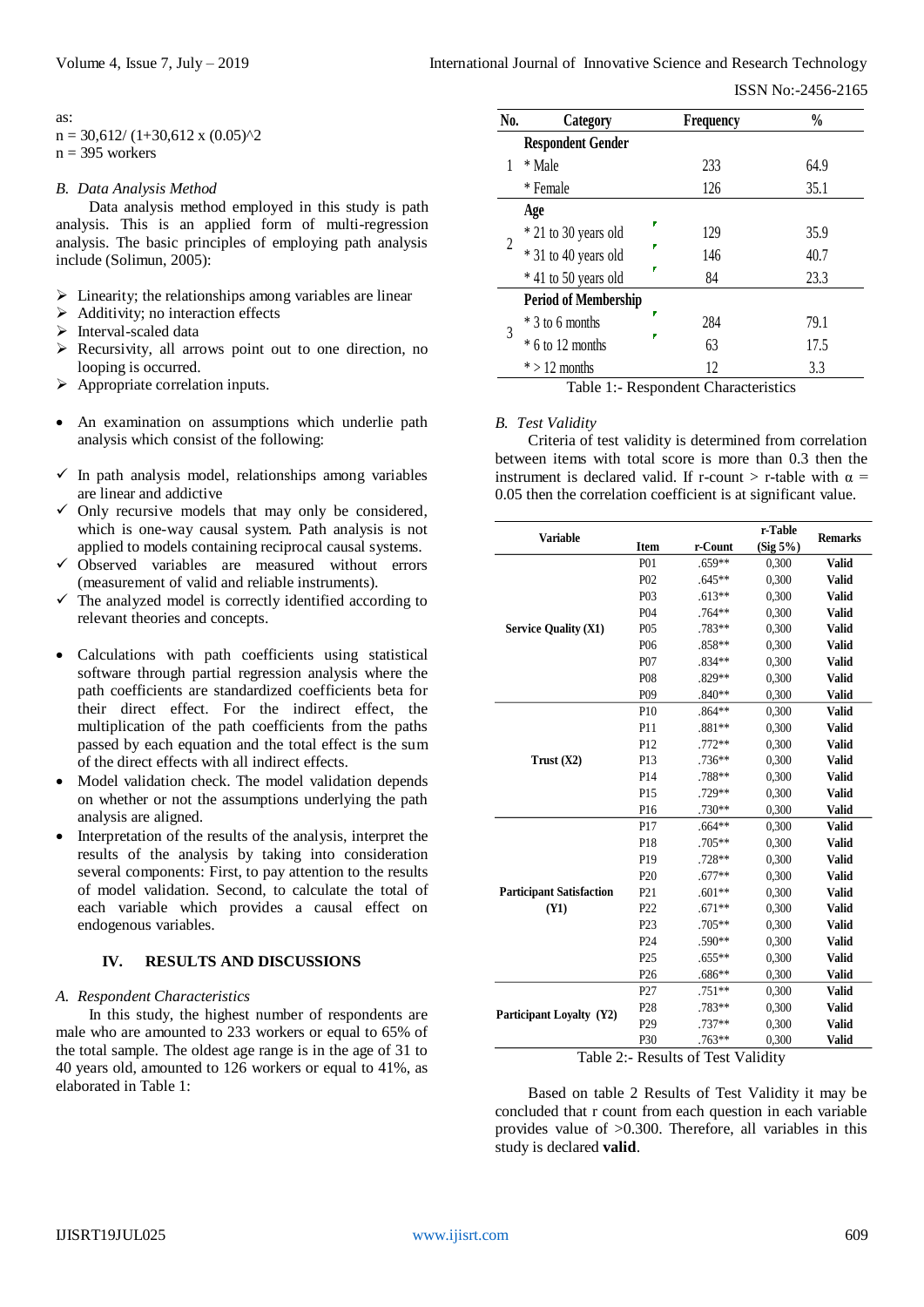as:

$n = 30{,}612 / (1 + 30{,}612 \times (0.05)^2$

$n = 395$ workers

### B. Data Analysis Method

Data analysis method employed in this study is path analysis. This is an applied form of multi-regression analysis. The basic principles of employing path analysis include (Solimun, 2005):

- Linearity; the relationships among variables are linear
- Additivity; no interaction effects
- Interval-scaled data
- Recursivity, all arrows point out to one direction, no looping is occurred.
- Appropriate correlation inputs.

- An examination on assumptions which underlie path analysis which consist of the following:

  - In path analysis model, relationships among variables are linear and addictive
  - Only recursive models that may only be considered, which is one-way causal system. Path analysis is not applied to models containing reciprocal causal systems.
  - Observed variables are measured without errors (measurement of valid and reliable instruments).
  - The analyzed model is correctly identified according to relevant theories and concepts.

- Calculations with path coefficients using statistical software through partial regression analysis where the path coefficients are standardized coefficients beta for their direct effect. For the indirect effect, the multiplication of the path coefficients from the paths passed by each equation and the total effect is the sum of the direct effects with all indirect effects.
- Model validation check. The model validation depends on whether or not the assumptions underlying the path analysis are aligned.
- Interpretation of the results of the analysis, interpret the results of the analysis by taking into consideration several components: First, to pay attention to the results of model validation. Second, to calculate the total of each variable which provides a causal effect on endogenous variables.

## IV. RESULTS AND DISCUSSIONS

### A. Respondent Characteristics

In this study, the highest number of respondents are male who are amounted to 233 workers or equal to 65% of the total sample. The oldest age range is in the age of 31 to 40 years old, amounted to 126 workers or equal to 41%, as elaborated in Table 1:

| No. | Category | Frequency | % |
|---|---|---|---|
| 1 | **Respondent Gender** | | |
| | * Male | 233 | 64.9 |
| | * Female | 126 | 35.1 |
| 2 | **Age** | | |
| | * 21 to 30 years old | 129 | 35.9 |
| | * 31 to 40 years old | 146 | 40.7 |
| | * 41 to 50 years old | 84 | 23.3 |
| 3 | **Period of Membership** | | |
| | * 3 to 6 months | 284 | 79.1 |
| | * 6 to 12 months | 63 | 17.5 |
| | * > 12 months | 12 | 3.3 |

Table 1:- Respondent Characteristics

### B. Test Validity

Criteria of test validity is determined from correlation between items with total score is more than 0.3 then the instrument is declared valid. If r-count > r-table with α = 0.05 then the correlation coefficient is at significant value.

| Variable | Item | r-Count | r-Table (Sig 5%) | Remarks |
|---|---|---|---|---|
| Service Quality (X1) | P01 | .659** | 0,300 | **Valid** |
| | P02 | .645** | 0,300 | **Valid** |
| | P03 | .613** | 0,300 | **Valid** |
| | P04 | .764** | 0,300 | **Valid** |
| | P05 | .783** | 0,300 | **Valid** |
| | P06 | .858** | 0,300 | **Valid** |
| | P07 | .834** | 0,300 | **Valid** |
| | P08 | .829** | 0,300 | **Valid** |
| | P09 | .840** | 0,300 | **Valid** |
| Trust (X2) | P10 | .864** | 0,300 | **Valid** |
| | P11 | .881** | 0,300 | **Valid** |
| | P12 | .772** | 0,300 | **Valid** |
| | P13 | .736** | 0,300 | **Valid** |
| | P14 | .788** | 0,300 | **Valid** |
| | P15 | .729** | 0,300 | **Valid** |
| | P16 | .730** | 0,300 | **Valid** |
| Participant Satisfaction (Y1) | P17 | .664** | 0,300 | **Valid** |
| | P18 | .705** | 0,300 | **Valid** |
| | P19 | .728** | 0,300 | **Valid** |
| | P20 | .677** | 0,300 | **Valid** |
| | P21 | .601** | 0,300 | **Valid** |
| | P22 | .671** | 0,300 | **Valid** |
| | P23 | .705** | 0,300 | **Valid** |
| | P24 | .590** | 0,300 | **Valid** |
| | P25 | .655** | 0,300 | **Valid** |
| | P26 | .686** | 0,300 | **Valid** |
| Participant Loyalty (Y2) | P27 | .751** | 0,300 | **Valid** |
| | P28 | .783** | 0,300 | **Valid** |
| | P29 | .737** | 0,300 | **Valid** |
| | P30 | .763** | 0,300 | **Valid** |

Table 2:- Results of Test Validity

Based on table 2 Results of Test Validity it may be concluded that r count from each question in each variable provides value of >0.300. Therefore, all variables in this study is declared **valid**.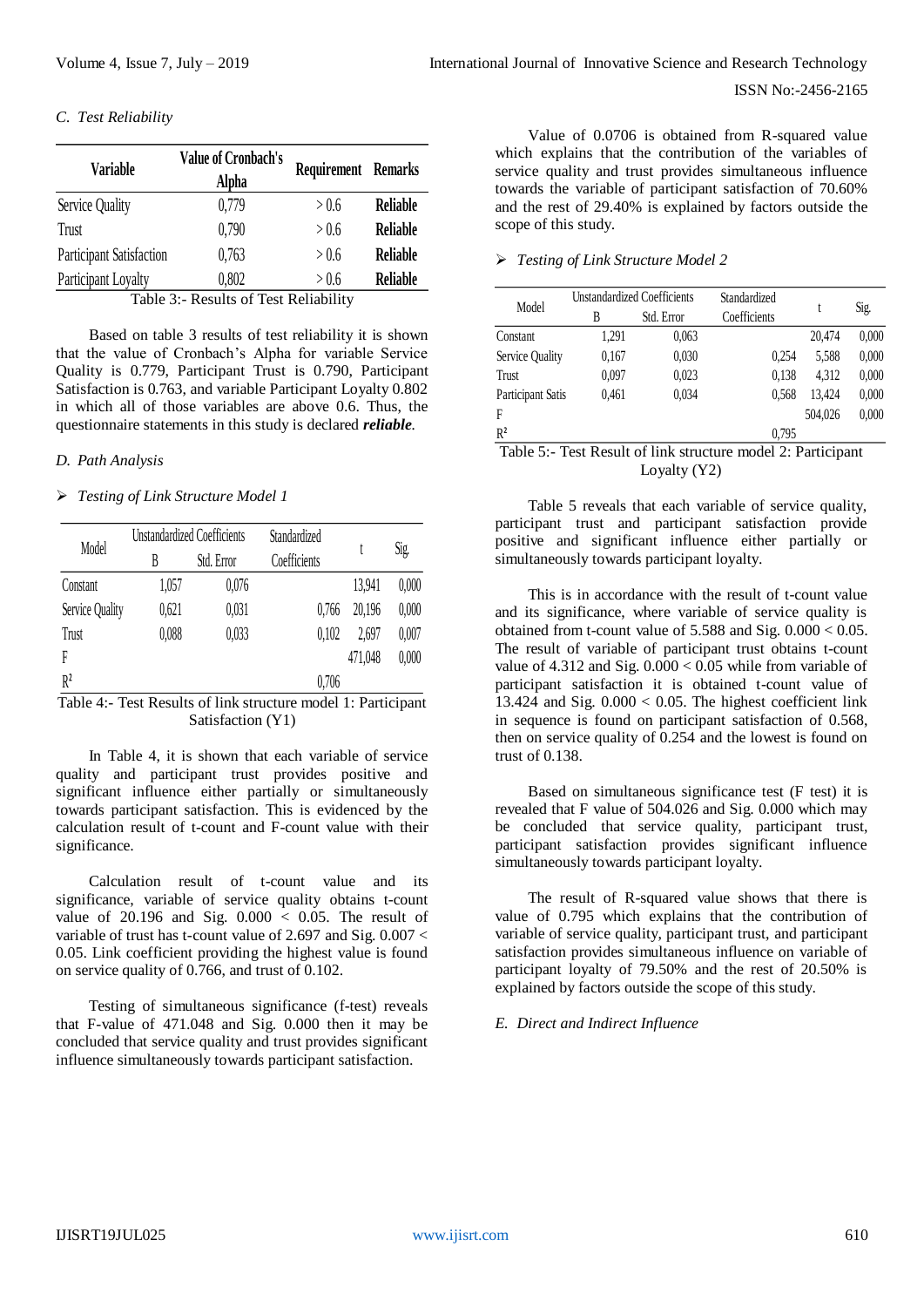### C. Test Reliability

| Variable | Value of Cronbach's Alpha | Requirement | Remarks |
|---|---|---|---|
| Service Quality | 0,779 | > 0.6 | **Reliable** |
| Trust | 0,790 | > 0.6 | **Reliable** |
| Participant Satisfaction | 0,763 | > 0.6 | **Reliable** |
| Participant Loyalty | 0,802 | > 0.6 | **Reliable** |

Table 3:- Results of Test Reliability

Based on table 3 results of test reliability it is shown that the value of Cronbach's Alpha for variable Service Quality is 0.779, Participant Trust is 0.790, Participant Satisfaction is 0.763, and variable Participant Loyalty 0.802 in which all of those variables are above 0.6. Thus, the questionnaire statements in this study is declared ***reliable***.

### D. Path Analysis

➢ *Testing of Link Structure Model 1*

| Model | Unstandardized Coefficients | | Standardized | t | Sig. |
|---|---|---|---|---|---|
| | B | Std. Error | Coefficients | | |
| Constant | 1,057 | 0,076 | | 13,941 | 0,000 |
| Service Quality | 0,621 | 0,031 | 0,766 | 20,196 | 0,000 |
| Trust | 0,088 | 0,033 | 0,102 | 2,697 | 0,007 |
| F | | | | 471,048 | 0,000 |
| $R^2$ | | | 0,706 | | |

Table 4:- Test Results of link structure model 1: Participant Satisfaction (Y1)

In Table 4, it is shown that each variable of service quality and participant trust provides positive and significant influence either partially or simultaneously towards participant satisfaction. This is evidenced by the calculation result of t-count and F-count value with their significance.

Calculation result of t-count value and its significance, variable of service quality obtains t-count value of 20.196 and Sig. $0.000 < 0.05$. The result of variable of trust has t-count value of 2.697 and Sig. $0.007 < 0.05$. Link coefficient providing the highest value is found on service quality of 0.766, and trust of 0.102.

Testing of simultaneous significance (f-test) reveals that F-value of 471.048 and Sig. 0.000 then it may be concluded that service quality and trust provides significant influence simultaneously towards participant satisfaction.

Value of 0.0706 is obtained from R-squared value which explains that the contribution of the variables of service quality and trust provides simultaneous influence towards the variable of participant satisfaction of 70.60% and the rest of 29.40% is explained by factors outside the scope of this study.

➢ *Testing of Link Structure Model 2*

| Model | Unstandardized Coefficients | | Standardized | t | Sig. |
|---|---|---|---|---|---|
| | B | Std. Error | Coefficients | | |
| Constant | 1,291 | 0,063 | | 20,474 | 0,000 |
| Service Quality | 0,167 | 0,030 | 0,254 | 5,588 | 0,000 |
| Trust | 0,097 | 0,023 | 0,138 | 4,312 | 0,000 |
| Participant Satis | 0,461 | 0,034 | 0,568 | 13,424 | 0,000 |
| F | | | | 504,026 | 0,000 |
| $R^2$ | | | 0,795 | | |

Table 5:- Test Result of link structure model 2: Participant Loyalty (Y2)

Table 5 reveals that each variable of service quality, participant trust and participant satisfaction provide positive and significant influence either partially or simultaneously towards participant loyalty.

This is in accordance with the result of t-count value and its significance, where variable of service quality is obtained from t-count value of 5.588 and Sig. $0.000 < 0.05$. The result of variable of participant trust obtains t-count value of 4.312 and Sig. $0.000 < 0.05$ while from variable of participant satisfaction it is obtained t-count value of 13.424 and Sig. $0.000 < 0.05$. The highest coefficient link in sequence is found on participant satisfaction of 0.568, then on service quality of 0.254 and the lowest is found on trust of 0.138.

Based on simultaneous significance test (F test) it is revealed that F value of 504.026 and Sig. 0.000 which may be concluded that service quality, participant trust, participant satisfaction provides significant influence simultaneously towards participant loyalty.

The result of R-squared value shows that there is value of 0.795 which explains that the contribution of variable of service quality, participant trust, and participant satisfaction provides simultaneous influence on variable of participant loyalty of 79.50% and the rest of 20.50% is explained by factors outside the scope of this study.

### E. Direct and Indirect Influence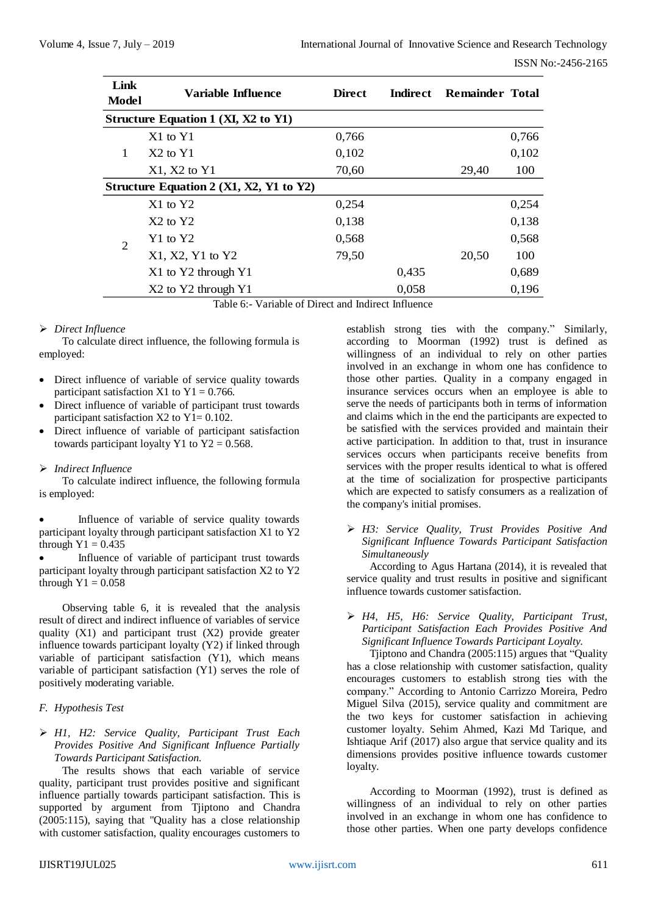| Link Model | Variable Influence | Direct | Indirect | Remainder | Total |
|---|---|---|---|---|---|
| **Structure Equation 1 (XI, X2 to Y1)** | | | | | |
| 1 | X1 to Y1 | 0,766 | | | 0,766 |
| | X2 to Y1 | 0,102 | | | 0,102 |
| | X1, X2 to Y1 | 70,60 | | 29,40 | 100 |
| **Structure Equation 2 (X1, X2, Y1 to Y2)** | | | | | |
| 2 | X1 to Y2 | 0,254 | | | 0,254 |
| | X2 to Y2 | 0,138 | | | 0,138 |
| | Y1 to Y2 | 0,568 | | | 0,568 |
| | X1, X2, Y1 to Y2 | 79,50 | | 20,50 | 100 |
| | X1 to Y2 through Y1 | | 0,435 | | 0,689 |
| | X2 to Y2 through Y1 | | 0,058 | | 0,196 |

Table 6:- Variable of Direct and Indirect Influence

➢ *Direct Influence*

To calculate direct influence, the following formula is employed:

- Direct influence of variable of service quality towards participant satisfaction X1 to Y1 = 0.766.
- Direct influence of variable of participant trust towards participant satisfaction X2 to Y1= 0.102.
- Direct influence of variable of participant satisfaction towards participant loyalty Y1 to Y2 = 0.568.

➢ *Indirect Influence*

To calculate indirect influence, the following formula is employed:

- Influence of variable of service quality towards participant loyalty through participant satisfaction X1 to Y2 through Y1 = 0.435
- Influence of variable of participant trust towards participant loyalty through participant satisfaction X2 to Y2 through Y1 = 0.058

Observing table 6, it is revealed that the analysis result of direct and indirect influence of variables of service quality (X1) and participant trust (X2) provide greater influence towards participant loyalty (Y2) if linked through variable of participant satisfaction (Y1), which means variable of participant satisfaction (Y1) serves the role of positively moderating variable.

### *F. Hypothesis Test*

➢ *H1, H2: Service Quality, Participant Trust Each Provides Positive And Significant Influence Partially Towards Participant Satisfaction.*

The results shows that each variable of service quality, participant trust provides positive and significant influence partially towards participant satisfaction. This is supported by argument from Tjiptono and Chandra (2005:115), saying that "Quality has a close relationship with customer satisfaction, quality encourages customers to establish strong ties with the company." Similarly, according to Moorman (1992) trust is defined as willingness of an individual to rely on other parties involved in an exchange in whom one has confidence to those other parties. Quality in a company engaged in insurance services occurs when an employee is able to serve the needs of participants both in terms of information and claims which in the end the participants are expected to be satisfied with the services provided and maintain their active participation. In addition to that, trust in insurance services occurs when participants receive benefits from services with the proper results identical to what is offered at the time of socialization for prospective participants which are expected to satisfy consumers as a realization of the company's initial promises.

➢ *H3: Service Quality, Trust Provides Positive And Significant Influence Towards Participant Satisfaction Simultaneously*

According to Agus Hartana (2014), it is revealed that service quality and trust results in positive and significant influence towards customer satisfaction.

➢ *H4, H5, H6: Service Quality, Participant Trust, Participant Satisfaction Each Provides Positive And Significant Influence Towards Participant Loyalty.*

Tjiptono and Chandra (2005:115) argues that "Quality has a close relationship with customer satisfaction, quality encourages customers to establish strong ties with the company." According to Antonio Carrizzo Moreira, Pedro Miguel Silva (2015), service quality and commitment are the two keys for customer satisfaction in achieving customer loyalty. Sehim Ahmed, Kazi Md Tarique, and Ishtiaque Arif (2017) also argue that service quality and its dimensions provides positive influence towards customer loyalty.

According to Moorman (1992), trust is defined as willingness of an individual to rely on other parties involved in an exchange in whom one has confidence to those other parties. When one party develops confidence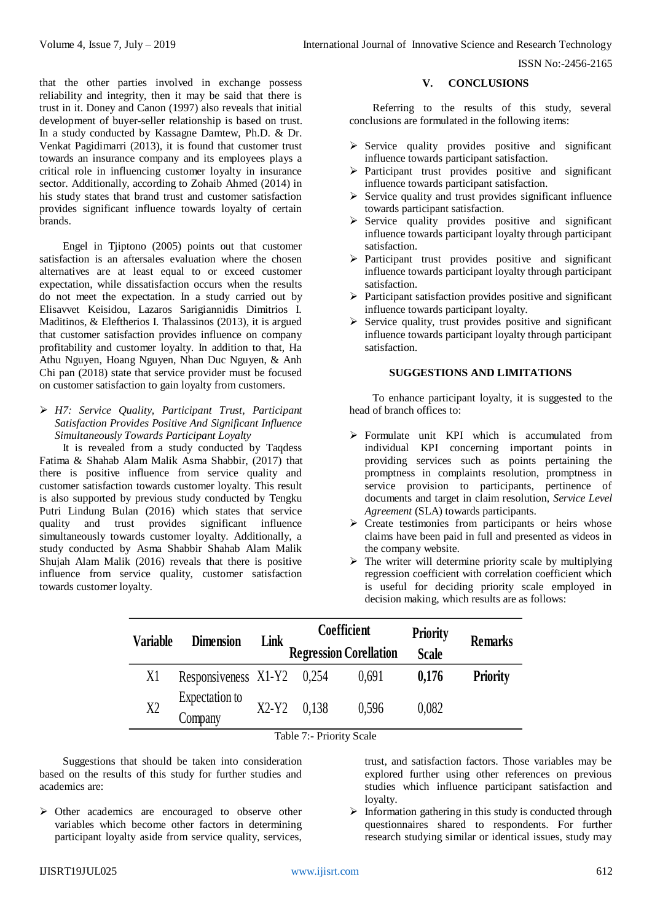that the other parties involved in exchange possess reliability and integrity, then it may be said that there is trust in it. Doney and Canon (1997) also reveals that initial development of buyer-seller relationship is based on trust. In a study conducted by Kassagne Damtew, Ph.D. & Dr. Venkat Pagidimarri (2013), it is found that customer trust towards an insurance company and its employees plays a critical role in influencing customer loyalty in insurance sector. Additionally, according to Zohaib Ahmed (2014) in his study states that brand trust and customer satisfaction provides significant influence towards loyalty of certain brands.

Engel in Tjiptono (2005) points out that customer satisfaction is an aftersales evaluation where the chosen alternatives are at least equal to or exceed customer expectation, while dissatisfaction occurs when the results do not meet the expectation. In a study carried out by Elisavvet Keisidou, Lazaros Sarigiannidis Dimitrios I. Maditinos, & Eleftherios I. Thalassinos (2013), it is argued that customer satisfaction provides influence on company profitability and customer loyalty. In addition to that, Ha Athu Nguyen, Hoang Nguyen, Nhan Duc Nguyen, & Anh Chi pan (2018) state that service provider must be focused on customer satisfaction to gain loyalty from customers.

- *H7: Service Quality, Participant Trust, Participant Satisfaction Provides Positive And Significant Influence Simultaneously Towards Participant Loyalty*

It is revealed from a study conducted by Taqdess Fatima & Shahab Alam Malik Asma Shabbir, (2017) that there is positive influence from service quality and customer satisfaction towards customer loyalty. This result is also supported by previous study conducted by Tengku Putri Lindung Bulan (2016) which states that service quality and trust provides significant influence simultaneously towards customer loyalty. Additionally, a study conducted by Asma Shabbir Shahab Alam Malik Shujah Alam Malik (2016) reveals that there is positive influence from service quality, customer satisfaction towards customer loyalty.

## V. CONCLUSIONS

Referring to the results of this study, several conclusions are formulated in the following items:

- Service quality provides positive and significant influence towards participant satisfaction.
- Participant trust provides positive and significant influence towards participant satisfaction.
- Service quality and trust provides significant influence towards participant satisfaction.
- Service quality provides positive and significant influence towards participant loyalty through participant satisfaction.
- Participant trust provides positive and significant influence towards participant loyalty through participant satisfaction.
- Participant satisfaction provides positive and significant influence towards participant loyalty.
- Service quality, trust provides positive and significant influence towards participant loyalty through participant satisfaction.

## SUGGESTIONS AND LIMITATIONS

To enhance participant loyalty, it is suggested to the head of branch offices to:

- Formulate unit KPI which is accumulated from individual KPI concerning important points in providing services such as points pertaining the promptness in complaints resolution, promptness in service provision to participants, pertinence of documents and target in claim resolution, *Service Level Agreement* (SLA) towards participants.
- Create testimonies from participants or heirs whose claims have been paid in full and presented as videos in the company website.
- The writer will determine priority scale by multiplying regression coefficient with correlation coefficient which is useful for deciding priority scale employed in decision making, which results are as follows:

| Variable | Dimension | Link | Coefficient | | Priority Scale | Remarks |
|---|---|---|---|---|---|---|
| | | | Regression | Corellation | | |
| X1 | Responsiveness | X1-Y2 | 0,254 | 0,691 | **0,176** | **Priority** |
| X2 | Expectation to Company | X2-Y2 | 0,138 | 0,596 | 0,082 | |

Table 7:- Priority Scale

Suggestions that should be taken into consideration based on the results of this study for further studies and academics are:

- Other academics are encouraged to observe other variables which become other factors in determining participant loyalty aside from service quality, services, trust, and satisfaction factors. Those variables may be explored further using other references on previous studies which influence participant satisfaction and loyalty.
- Information gathering in this study is conducted through questionnaires shared to respondents. For further research studying similar or identical issues, study may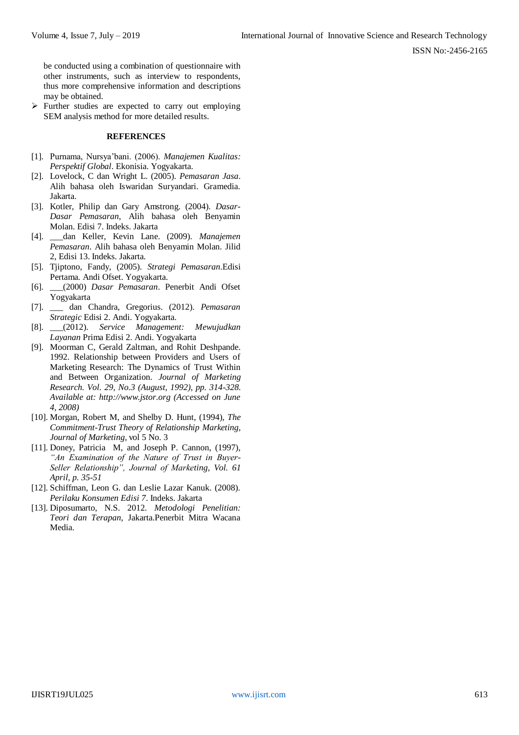be conducted using a combination of questionnaire with other instruments, such as interview to respondents, thus more comprehensive information and descriptions may be obtained.

- Further studies are expected to carry out employing SEM analysis method for more detailed results.

## REFERENCES

[1]. Purnama, Nursya'bani. (2006). *Manajemen Kualitas: Perspektif Global*. Ekonisia. Yogyakarta.

[2]. Lovelock, C dan Wright L. (2005). *Pemasaran Jasa*. Alih bahasa oleh Iswaridan Suryandari. Gramedia. Jakarta.

[3]. Kotler, Philip dan Gary Amstrong. (2004). *Dasar-Dasar Pemasaran*, Alih bahasa oleh Benyamin Molan. Edisi 7. Indeks. Jakarta

[4]. ___dan Keller, Kevin Lane. (2009). *Manajemen Pemasaran*. Alih bahasa oleh Benyamin Molan. Jilid 2, Edisi 13. Indeks. Jakarta.

[5]. Tjiptono, Fandy, (2005). *Strategi Pemasaran*.Edisi Pertama. Andi Ofset. Yogyakarta.

[6]. ___(2000) *Dasar Pemasaran*. Penerbit Andi Ofset Yogyakarta

[7]. ___ dan Chandra, Gregorius. (2012). *Pemasaran Strategic* Edisi 2. Andi. Yogyakarta.

[8]. ___(2012). *Service Management: Mewujudkan Layanan* Prima Edisi 2. Andi. Yogyakarta

[9]. Moorman C, Gerald Zaltman, and Rohit Deshpande. 1992. Relationship between Providers and Users of Marketing Research: The Dynamics of Trust Within and Between Organization. *Journal of Marketing Research. Vol. 29, No.3 (August, 1992), pp. 314-328. Available at: http://www.jstor.org (Accessed on June 4, 2008)*

[10]. Morgan, Robert M, and Shelby D. Hunt, (1994), *The Commitment-Trust Theory of Relationship Marketing*, *Journal of Marketing*, vol 5 No. 3

[11]. Doney, Patricia M, and Joseph P. Cannon, (1997), *"An Examination of the Nature of Trust in Buyer-Seller Relationship", Journal of Marketing, Vol. 61 April, p. 35-51*

[12]. Schiffman, Leon G. dan Leslie Lazar Kanuk. (2008). *Perilaku Konsumen Edisi 7*. Indeks. Jakarta

[13]. Diposumarto, N.S. 2012. *Metodologi Penelitian: Teori dan Terapan*, Jakarta.Penerbit Mitra Wacana Media.